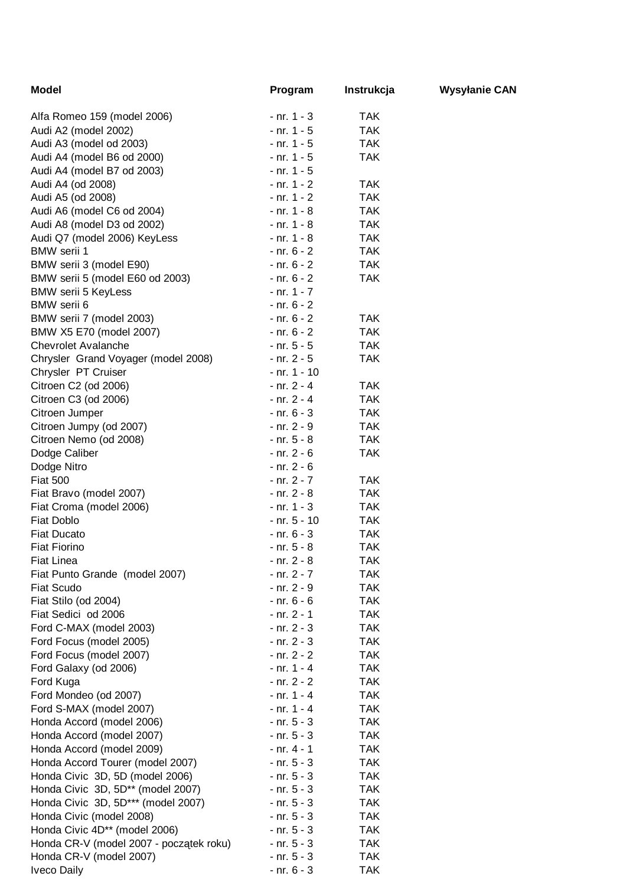| Model | Program | Instrukcja | Wysyłanie CAN |
|---|---|---|---|
| Alfa Romeo 159 (model 2006) | - nr. 1 - 3 | TAK | |
| Audi A2 (model 2002) | - nr. 1 - 5 | TAK | |
| Audi A3 (model od 2003) | - nr. 1 - 5 | TAK | |
| Audi A4 (model B6 od 2000) | - nr. 1 - 5 | TAK | |
| Audi A4 (model B7 od 2003) | - nr. 1 - 5 | | |
| Audi A4 (od 2008) | - nr. 1 - 2 | TAK | |
| Audi A5 (od 2008) | - nr. 1 - 2 | TAK | |
| Audi A6 (model C6 od 2004) | - nr. 1 - 8 | TAK | |
| Audi A8 (model D3 od 2002) | - nr. 1 - 8 | TAK | |
| Audi Q7 (model 2006) KeyLess | - nr. 1 - 8 | TAK | |
| BMW serii 1 | - nr. 6 - 2 | TAK | |
| BMW serii 3 (model E90) | - nr. 6 - 2 | TAK | |
| BMW serii 5 (model E60 od 2003) | - nr. 6 - 2 | TAK | |
| BMW serii 5 KeyLess | - nr. 1 - 7 | | |
| BMW serii 6 | - nr. 6 - 2 | | |
| BMW serii 7 (model 2003) | - nr. 6 - 2 | TAK | |
| BMW X5 E70 (model 2007) | - nr. 6 - 2 | TAK | |
| Chevrolet Avalanche | - nr. 5 - 5 | TAK | |
| Chrysler Grand Voyager (model 2008) | - nr. 2 - 5 | TAK | |
| Chrysler PT Cruiser | - nr. 1 - 10 | | |
| Citroen C2 (od 2006) | - nr. 2 - 4 | TAK | |
| Citroen C3 (od 2006) | - nr. 2 - 4 | TAK | |
| Citroen Jumper | - nr. 6 - 3 | TAK | |
| Citroen Jumpy (od 2007) | - nr. 2 - 9 | TAK | |
| Citroen Nemo (od 2008) | - nr. 5 - 8 | TAK | |
| Dodge Caliber | - nr. 2 - 6 | TAK | |
| Dodge Nitro | - nr. 2 - 6 | | |
| Fiat 500 | - nr. 2 - 7 | TAK | |
| Fiat Bravo (model 2007) | - nr. 2 - 8 | TAK | |
| Fiat Croma (model 2006) | - nr. 1 - 3 | TAK | |
| Fiat Doblo | - nr. 5 - 10 | TAK | |
| Fiat Ducato | - nr. 6 - 3 | TAK | |
| Fiat Fiorino | - nr. 5 - 8 | TAK | |
| Fiat Linea | - nr. 2 - 8 | TAK | |
| Fiat Punto Grande (model 2007) | - nr. 2 - 7 | TAK | |
| Fiat Scudo | - nr. 2 - 9 | TAK | |
| Fiat Stilo (od 2004) | - nr. 6 - 6 | TAK | |
| Fiat Sedici od 2006 | - nr. 2 - 1 | TAK | |
| Ford C-MAX (model 2003) | - nr. 2 - 3 | TAK | |
| Ford Focus (model 2005) | - nr. 2 - 3 | TAK | |
| Ford Focus (model 2007) | - nr. 2 - 2 | TAK | |
| Ford Galaxy (od 2006) | - nr. 1 - 4 | TAK | |
| Ford Kuga | - nr. 2 - 2 | TAK | |
| Ford Mondeo (od 2007) | - nr. 1 - 4 | TAK | |
| Ford S-MAX (model 2007) | - nr. 1 - 4 | TAK | |
| Honda Accord (model 2006) | - nr. 5 - 3 | TAK | |
| Honda Accord (model 2007) | - nr. 5 - 3 | TAK | |
| Honda Accord (model 2009) | - nr. 4 - 1 | TAK | |
| Honda Accord Tourer (model 2007) | - nr. 5 - 3 | TAK | |
| Honda Civic 3D, 5D (model 2006) | - nr. 5 - 3 | TAK | |
| Honda Civic 3D, 5D** (model 2007) | - nr. 5 - 3 | TAK | |
| Honda Civic 3D, 5D*** (model 2007) | - nr. 5 - 3 | TAK | |
| Honda Civic (model 2008) | - nr. 5 - 3 | TAK | |
| Honda Civic 4D** (model 2006) | - nr. 5 - 3 | TAK | |
| Honda CR-V (model 2007 - początek roku) | - nr. 5 - 3 | TAK | |
| Honda CR-V (model 2007) | - nr. 5 - 3 | TAK | |
| Iveco Daily | - nr. 6 - 3 | TAK | |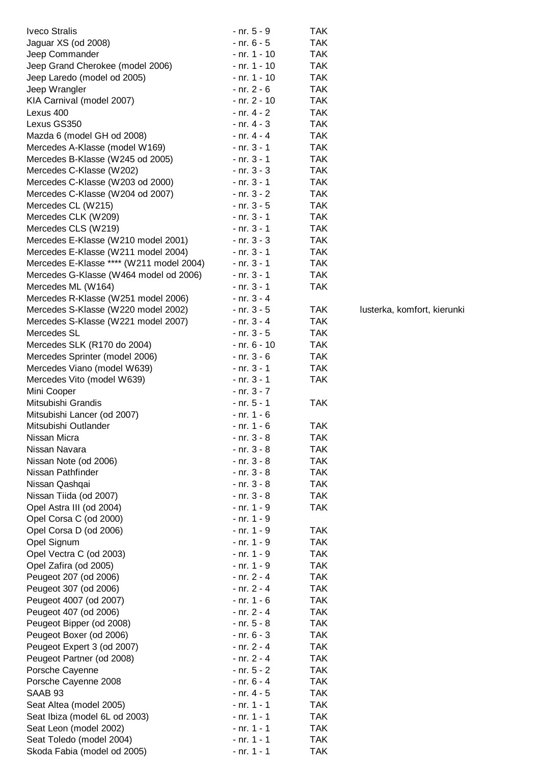| | | | |
|---|---|---|---|
| Iveco Stralis | - nr. 5 - 9 | TAK | |
| Jaguar XS (od 2008) | - nr. 6 - 5 | TAK | |
| Jeep Commander | - nr. 1 - 10 | TAK | |
| Jeep Grand Cherokee (model 2006) | - nr. 1 - 10 | TAK | |
| Jeep Laredo (model od 2005) | - nr. 1 - 10 | TAK | |
| Jeep Wrangler | - nr. 2 - 6 | TAK | |
| KIA Carnival (model 2007) | - nr. 2 - 10 | TAK | |
| Lexus 400 | - nr. 4 - 2 | TAK | |
| Lexus GS350 | - nr. 4 - 3 | TAK | |
| Mazda 6 (model GH od 2008) | - nr. 4 - 4 | TAK | |
| Mercedes A-Klasse (model W169) | - nr. 3 - 1 | TAK | |
| Mercedes B-Klasse (W245 od 2005) | - nr. 3 - 1 | TAK | |
| Mercedes C-Klasse (W202) | - nr. 3 - 3 | TAK | |
| Mercedes C-Klasse (W203 od 2000) | - nr. 3 - 1 | TAK | |
| Mercedes C-Klasse (W204 od 2007) | - nr. 3 - 2 | TAK | |
| Mercedes CL (W215) | - nr. 3 - 5 | TAK | |
| Mercedes CLK (W209) | - nr. 3 - 1 | TAK | |
| Mercedes CLS (W219) | - nr. 3 - 1 | TAK | |
| Mercedes E-Klasse (W210 model 2001) | - nr. 3 - 3 | TAK | |
| Mercedes E-Klasse (W211 model 2004) | - nr. 3 - 1 | TAK | |
| Mercedes E-Klasse **** (W211 model 2004) | - nr. 3 - 1 | TAK | |
| Mercedes G-Klasse (W464 model od 2006) | - nr. 3 - 1 | TAK | |
| Mercedes ML (W164) | - nr. 3 - 1 | TAK | |
| Mercedes R-Klasse (W251 model 2006) | - nr. 3 - 4 | | |
| Mercedes S-Klasse (W220 model 2002) | - nr. 3 - 5 | TAK | lusterka, komfort, kierunki |
| Mercedes S-Klasse (W221 model 2007) | - nr. 3 - 4 | TAK | |
| Mercedes SL | - nr. 3 - 5 | TAK | |
| Mercedes SLK (R170 do 2004) | - nr. 6 - 10 | TAK | |
| Mercedes Sprinter (model 2006) | - nr. 3 - 6 | TAK | |
| Mercedes Viano (model W639) | - nr. 3 - 1 | TAK | |
| Mercedes Vito (model W639) | - nr. 3 - 1 | TAK | |
| Mini Cooper | - nr. 3 - 7 | | |
| Mitsubishi Grandis | - nr. 5 - 1 | TAK | |
| Mitsubishi Lancer (od 2007) | - nr. 1 - 6 | | |
| Mitsubishi Outlander | - nr. 1 - 6 | TAK | |
| Nissan Micra | - nr. 3 - 8 | TAK | |
| Nissan Navara | - nr. 3 - 8 | TAK | |
| Nissan Note (od 2006) | - nr. 3 - 8 | TAK | |
| Nissan Pathfinder | - nr. 3 - 8 | TAK | |
| Nissan Qashqai | - nr. 3 - 8 | TAK | |
| Nissan Tiida (od 2007) | - nr. 3 - 8 | TAK | |
| Opel Astra III (od 2004) | - nr. 1 - 9 | TAK | |
| Opel Corsa C (od 2000) | - nr. 1 - 9 | | |
| Opel Corsa D (od 2006) | - nr. 1 - 9 | TAK | |
| Opel Signum | - nr. 1 - 9 | TAK | |
| Opel Vectra C (od 2003) | - nr. 1 - 9 | TAK | |
| Opel Zafira (od 2005) | - nr. 1 - 9 | TAK | |
| Peugeot 207 (od 2006) | - nr. 2 - 4 | TAK | |
| Peugeot 307 (od 2006) | - nr. 2 - 4 | TAK | |
| Peugeot 4007 (od 2007) | - nr. 1 - 6 | TAK | |
| Peugeot 407 (od 2006) | - nr. 2 - 4 | TAK | |
| Peugeot Bipper (od 2008) | - nr. 5 - 8 | TAK | |
| Peugeot Boxer (od 2006) | - nr. 6 - 3 | TAK | |
| Peugeot Expert 3 (od 2007) | - nr. 2 - 4 | TAK | |
| Peugeot Partner (od 2008) | - nr. 2 - 4 | TAK | |
| Porsche Cayenne | - nr. 5 - 2 | TAK | |
| Porsche Cayenne 2008 | - nr. 6 - 4 | TAK | |
| SAAB 93 | - nr. 4 - 5 | TAK | |
| Seat Altea (model 2005) | - nr. 1 - 1 | TAK | |
| Seat Ibiza (model 6L od 2003) | - nr. 1 - 1 | TAK | |
| Seat Leon (model 2002) | - nr. 1 - 1 | TAK | |
| Seat Toledo (model 2004) | - nr. 1 - 1 | TAK | |
| Skoda Fabia (model od 2005) | - nr. 1 - 1 | TAK | |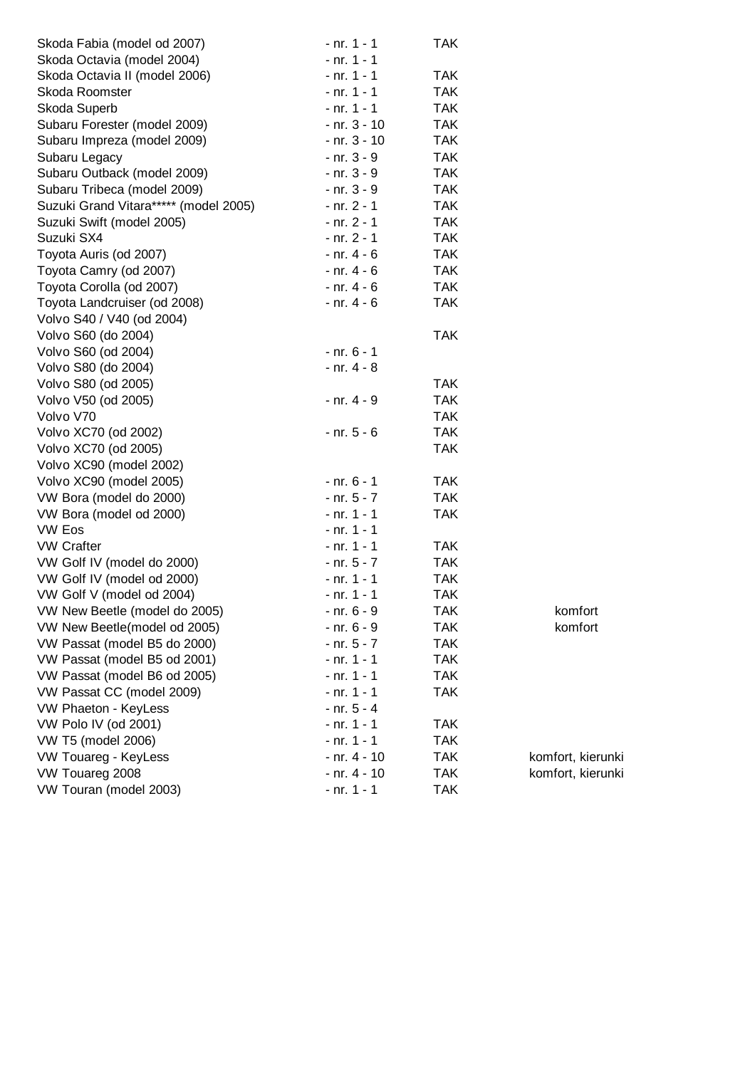| | | | |
|---|---|---|---|
| Skoda Fabia (model od 2007) | - nr. 1 - 1 | TAK | |
| Skoda Octavia (model 2004) | - nr. 1 - 1 | | |
| Skoda Octavia II (model 2006) | - nr. 1 - 1 | TAK | |
| Skoda Roomster | - nr. 1 - 1 | TAK | |
| Skoda Superb | - nr. 1 - 1 | TAK | |
| Subaru Forester (model 2009) | - nr. 3 - 10 | TAK | |
| Subaru Impreza (model 2009) | - nr. 3 - 10 | TAK | |
| Subaru Legacy | - nr. 3 - 9 | TAK | |
| Subaru Outback (model 2009) | - nr. 3 - 9 | TAK | |
| Subaru Tribeca (model 2009) | - nr. 3 - 9 | TAK | |
| Suzuki Grand Vitara***** (model 2005) | - nr. 2 - 1 | TAK | |
| Suzuki Swift (model 2005) | - nr. 2 - 1 | TAK | |
| Suzuki SX4 | - nr. 2 - 1 | TAK | |
| Toyota Auris (od 2007) | - nr. 4 - 6 | TAK | |
| Toyota Camry (od 2007) | - nr. 4 - 6 | TAK | |
| Toyota Corolla (od 2007) | - nr. 4 - 6 | TAK | |
| Toyota Landcruiser (od 2008) | - nr. 4 - 6 | TAK | |
| Volvo S40 / V40 (od 2004) | | | |
| Volvo S60 (do 2004) | | TAK | |
| Volvo S60 (od 2004) | - nr. 6 - 1 | | |
| Volvo S80 (do 2004) | - nr. 4 - 8 | | |
| Volvo S80 (od 2005) | | TAK | |
| Volvo V50 (od 2005) | - nr. 4 - 9 | TAK | |
| Volvo V70 | | TAK | |
| Volvo XC70 (od 2002) | - nr. 5 - 6 | TAK | |
| Volvo XC70 (od 2005) | | TAK | |
| Volvo XC90 (model 2002) | | | |
| Volvo XC90 (model 2005) | - nr. 6 - 1 | TAK | |
| VW Bora (model do 2000) | - nr. 5 - 7 | TAK | |
| VW Bora (model od 2000) | - nr. 1 - 1 | TAK | |
| VW Eos | - nr. 1 - 1 | | |
| VW Crafter | - nr. 1 - 1 | TAK | |
| VW Golf IV (model do 2000) | - nr. 5 - 7 | TAK | |
| VW Golf IV (model od 2000) | - nr. 1 - 1 | TAK | |
| VW Golf V (model od 2004) | - nr. 1 - 1 | TAK | |
| VW New Beetle (model do 2005) | - nr. 6 - 9 | TAK | komfort |
| VW New Beetle(model od 2005) | - nr. 6 - 9 | TAK | komfort |
| VW Passat (model B5 do 2000) | - nr. 5 - 7 | TAK | |
| VW Passat (model B5 od 2001) | - nr. 1 - 1 | TAK | |
| VW Passat (model B6 od 2005) | - nr. 1 - 1 | TAK | |
| VW Passat CC (model 2009) | - nr. 1 - 1 | TAK | |
| VW Phaeton - KeyLess | - nr. 5 - 4 | | |
| VW Polo IV (od 2001) | - nr. 1 - 1 | TAK | |
| VW T5 (model 2006) | - nr. 1 - 1 | TAK | |
| VW Touareg - KeyLess | - nr. 4 - 10 | TAK | komfort, kierunki |
| VW Touareg 2008 | - nr. 4 - 10 | TAK | komfort, kierunki |
| VW Touran (model 2003) | - nr. 1 - 1 | TAK | |